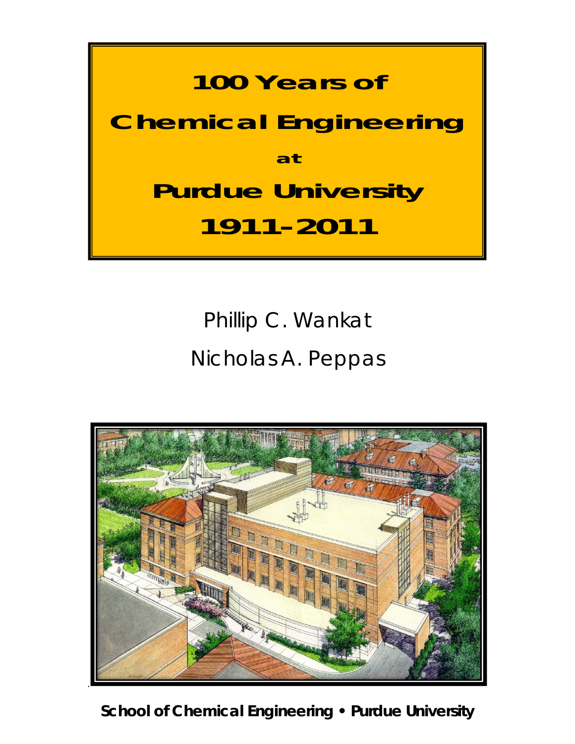# 100 Years of Chemical Engineering at Purdue University 1911–2011

Phillip C. Wankat

Nicholas A. Peppas

**School of Chemical Engineering • Purdue University**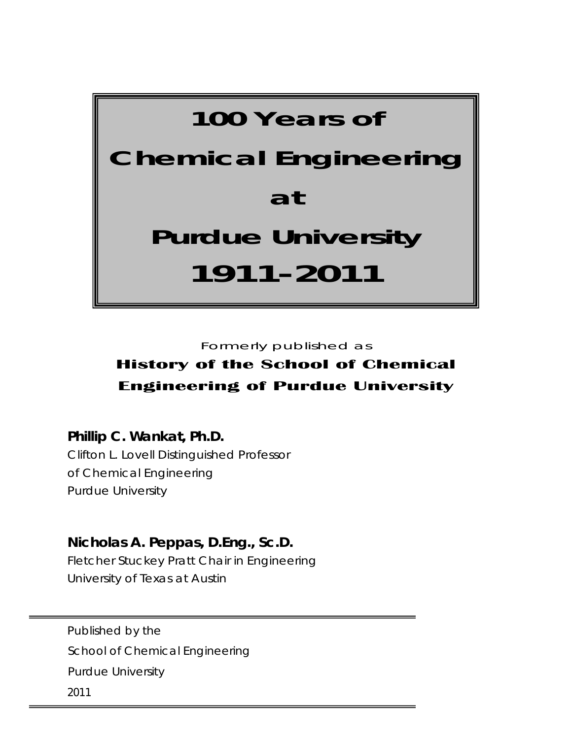# 100 Years of Chemical Engineering at Purdue University 1911-2011

Formerly published as

**History of the School of Chemical Engineering of Purdue University**

**Phillip C. Wankat, Ph.D.**
Clifton L. Lovell Distinguished Professor
of Chemical Engineering
Purdue University

**Nicholas A. Peppas, D.Eng., Sc.D.**
Fletcher Stuckey Pratt Chair in Engineering
University of Texas at Austin

---

Published by the
School of Chemical Engineering
Purdue University
2011

---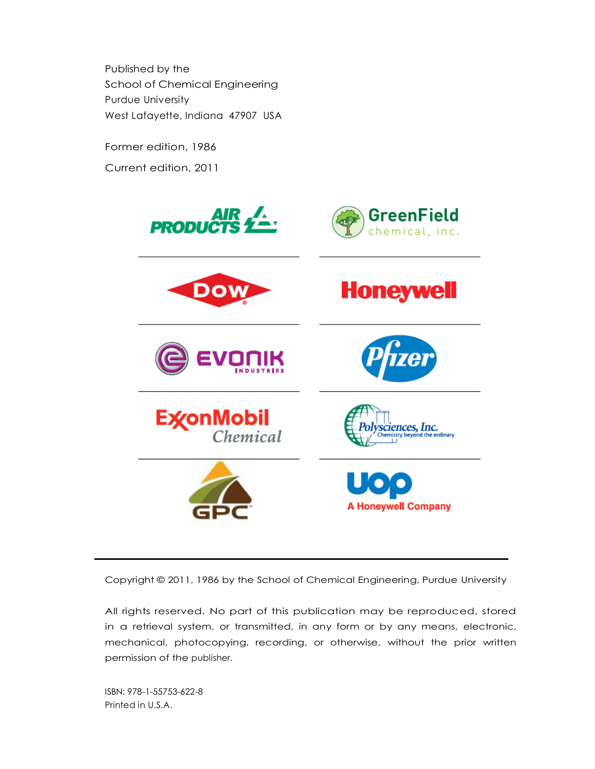Published by the
School of Chemical Engineering
Purdue University
West Lafayette, Indiana 47907 USA

Former edition, 1986

Current edition, 2011

---

Copyright © 2011, 1986 by the School of Chemical Engineering, Purdue University

All rights reserved. No part of this publication may be reproduced, stored in a retrieval system, or transmitted, in any form or by any means, electronic, mechanical, photocopying, recording, or otherwise, without the prior written permission of the publisher.

ISBN: 978-1-55753-622-8
Printed in U.S.A.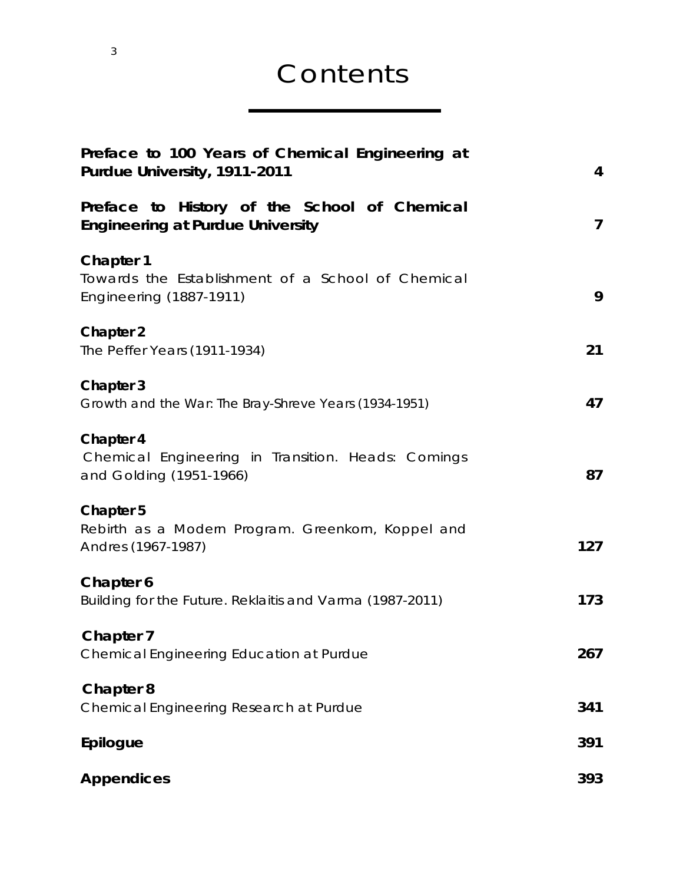# Contents

| | |
|---|---|
| **Preface to 100 Years of Chemical Engineering at Purdue University, 1911-2011** | **4** |
| **Preface to History of the School of Chemical Engineering at Purdue University** | **7** |
| **Chapter 1**<br>Towards the Establishment of a School of Chemical Engineering (1887-1911) | **9** |
| **Chapter 2**<br>The Peffer Years (1911-1934) | **21** |
| **Chapter 3**<br>Growth and the War: The Bray-Shreve Years (1934-1951) | **47** |
| **Chapter 4**<br>Chemical Engineering in Transition. Heads: Comings and Golding (1951-1966) | **87** |
| **Chapter 5**<br>Rebirth as a Modern Program. Greenkorn, Koppel and Andres (1967-1987) | **127** |
| **Chapter 6**<br>Building for the Future. Reklaitis and Varma (1987-2011) | **173** |
| **Chapter 7**<br>Chemical Engineering Education at Purdue | **267** |
| **Chapter 8**<br>Chemical Engineering Research at Purdue | **341** |
| **Epilogue** | **391** |
| **Appendices** | **393** |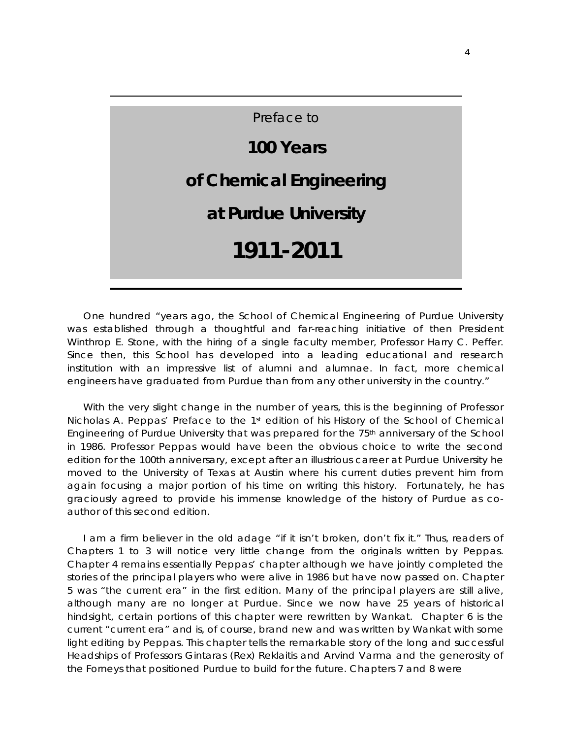# Preface to

# **100 Years of Chemical Engineering at Purdue University 1911-2011**

One hundred "years ago, the School of Chemical Engineering of Purdue University was established through a thoughtful and far-reaching initiative of then President Winthrop E. Stone, with the hiring of a single faculty member, Professor Harry C. Peffer. Since then, this School has developed into a leading educational and research institution with an impressive list of alumni and alumnae. In fact, more chemical engineers have graduated from Purdue than from any other university in the country."

With the very slight change in the number of years, this is the beginning of Professor Nicholas A. Peppas' Preface to the 1st edition of his History of the School of Chemical Engineering of Purdue University that was prepared for the 75th anniversary of the School in 1986. Professor Peppas would have been the obvious choice to write the second edition for the 100th anniversary, except after an illustrious career at Purdue University he moved to the University of Texas at Austin where his current duties prevent him from again focusing a major portion of his time on writing this history. Fortunately, he has graciously agreed to provide his immense knowledge of the history of Purdue as co-author of this second edition.

I am a firm believer in the old adage "if it isn't broken, don't fix it." Thus, readers of Chapters 1 to 3 will notice very little change from the originals written by Peppas. Chapter 4 remains essentially Peppas' chapter although we have jointly completed the stories of the principal players who were alive in 1986 but have now passed on. Chapter 5 was "the current era" in the first edition. Many of the principal players are still alive, although many are no longer at Purdue. Since we now have 25 years of historical hindsight, certain portions of this chapter were rewritten by Wankat. Chapter 6 is the current "current era" and is, of course, brand new and was written by Wankat with some light editing by Peppas. This chapter tells the remarkable story of the long and successful Headships of Professors Gintaras (Rex) Reklaitis and Arvind Varma and the generosity of the Forneys that positioned Purdue to build for the future. Chapters 7 and 8 were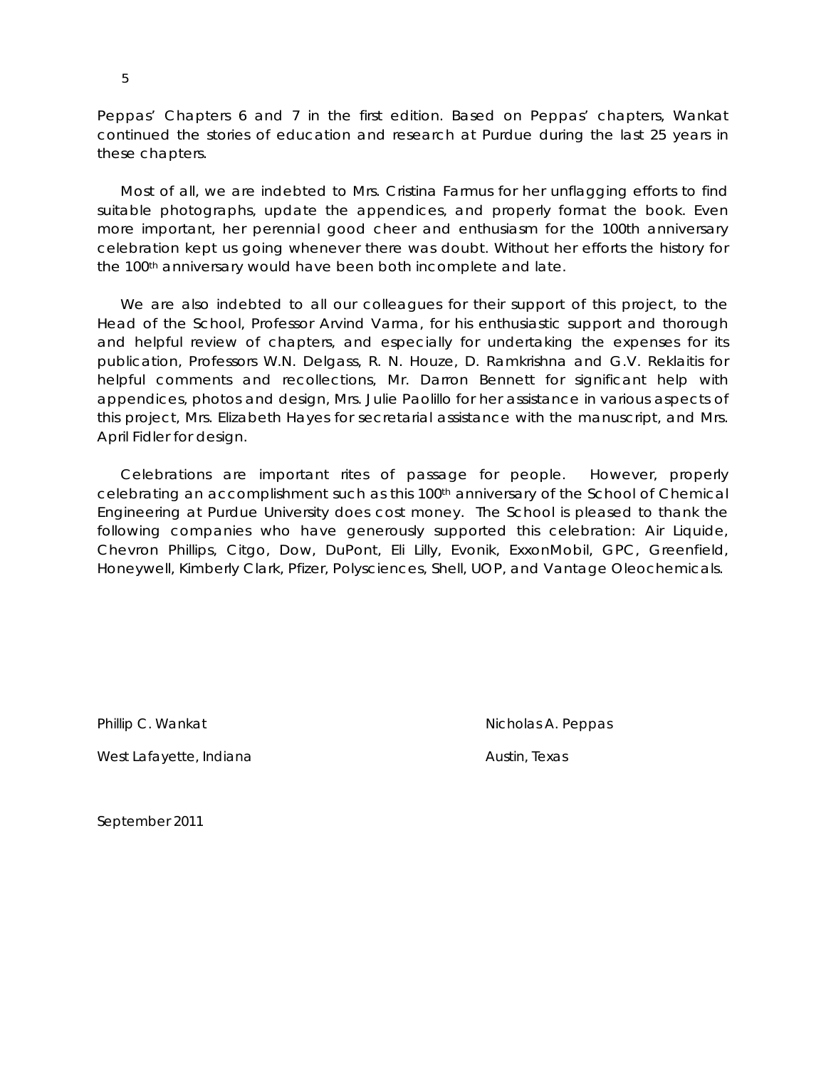Peppas' Chapters 6 and 7 in the first edition. Based on Peppas' chapters, Wankat continued the stories of education and research at Purdue during the last 25 years in these chapters.

Most of all, we are indebted to Mrs. Cristina Farmus for her unflagging efforts to find suitable photographs, update the appendices, and properly format the book. Even more important, her perennial good cheer and enthusiasm for the 100th anniversary celebration kept us going whenever there was doubt. Without her efforts the history for the 100th anniversary would have been both incomplete and late.

We are also indebted to all our colleagues for their support of this project, to the Head of the School, Professor Arvind Varma, for his enthusiastic support and thorough and helpful review of chapters, and especially for undertaking the expenses for its publication, Professors W.N. Delgass, R. N. Houze, D. Ramkrishna and G.V. Reklaitis for helpful comments and recollections, Mr. Darron Bennett for significant help with appendices, photos and design, Mrs. Julie Paolillo for her assistance in various aspects of this project, Mrs. Elizabeth Hayes for secretarial assistance with the manuscript, and Mrs. April Fidler for design.

Celebrations are important rites of passage for people. However, properly celebrating an accomplishment such as this 100th anniversary of the School of Chemical Engineering at Purdue University does cost money. The School is pleased to thank the following companies who have generously supported this celebration: Air Liquide, Chevron Phillips, Citgo, Dow, DuPont, Eli Lilly, Evonik, ExxonMobil, GPC, Greenfield, Honeywell, Kimberly Clark, Pfizer, Polysciences, Shell, UOP, and Vantage Oleochemicals.

Phillip C. Wankat
West Lafayette, Indiana

Nicholas A. Peppas
Austin, Texas

September 2011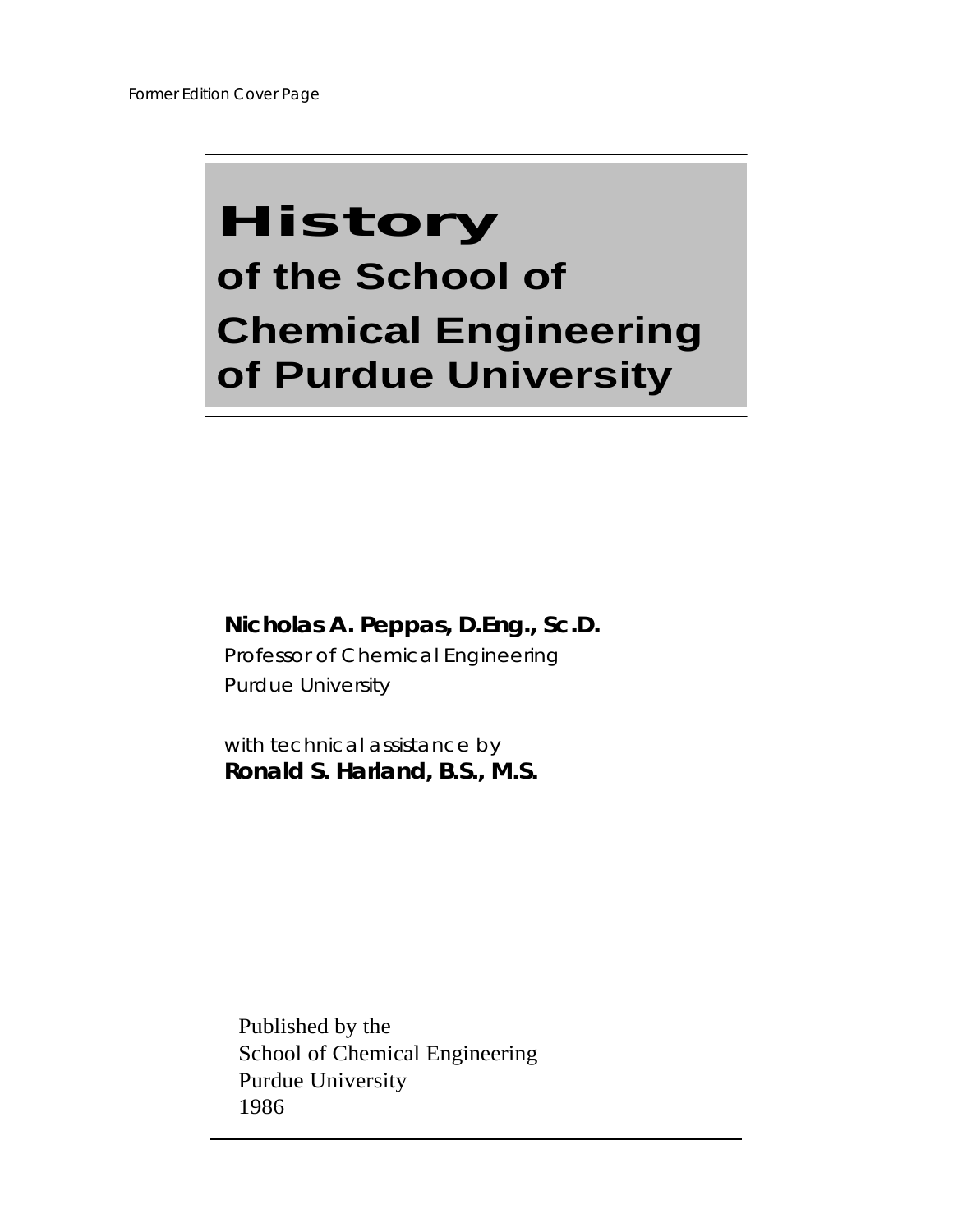Former Edition Cover Page

# History

## of the School of Chemical Engineering of Purdue University

**Nicholas A. Peppas, D.Eng., Sc.D.**
Professor of Chemical Engineering
Purdue University

with technical assistance by
**Ronald S. Harland, B.S., M.S.**

Published by the
School of Chemical Engineering
Purdue University
1986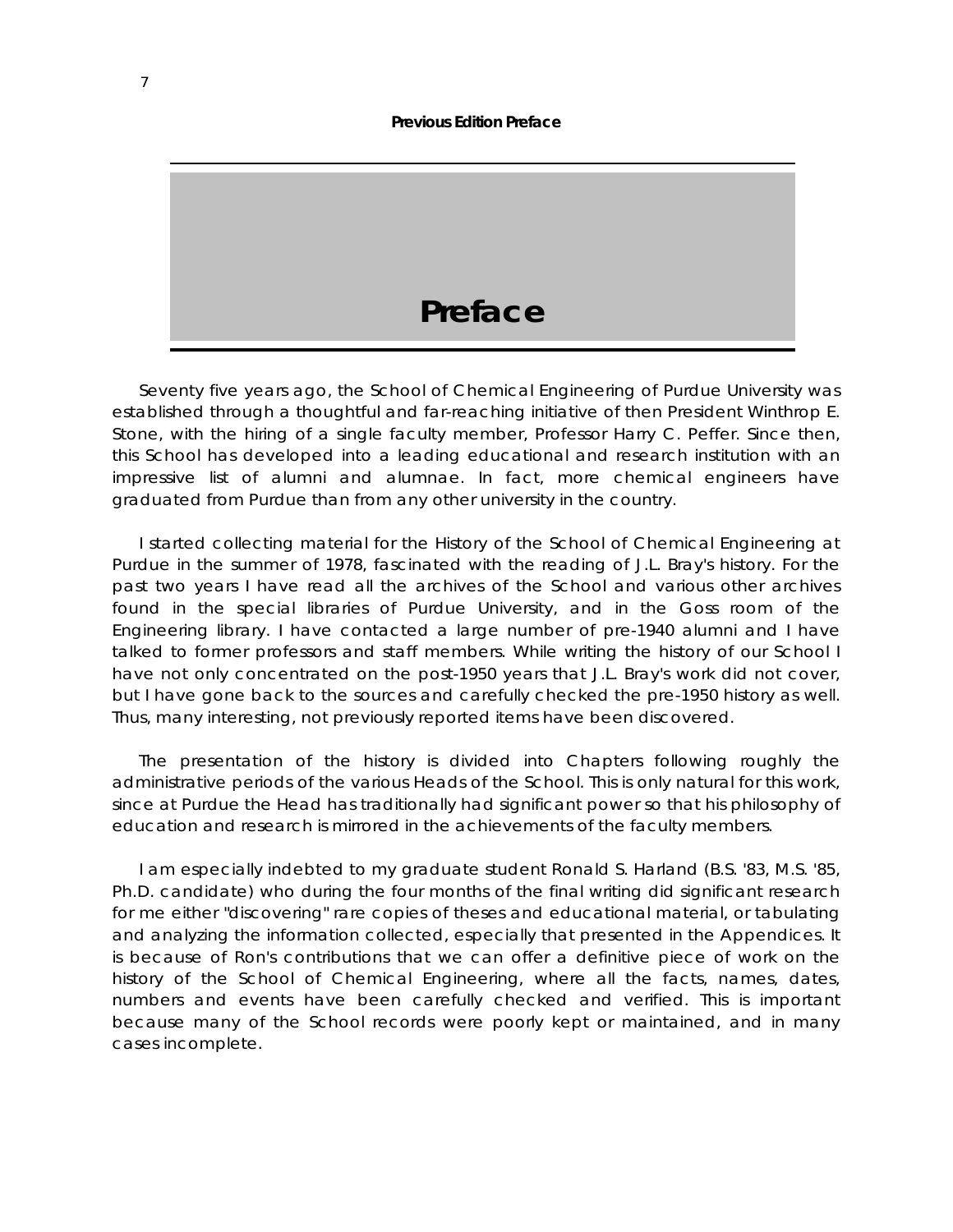# Preface

Seventy five years ago, the School of Chemical Engineering of Purdue University was established through a thoughtful and far-reaching initiative of then President Winthrop E. Stone, with the hiring of a single faculty member, Professor Harry C. Peffer. Since then, this School has developed into a leading educational and research institution with an impressive list of alumni and alumnae. In fact, more chemical engineers have graduated from Purdue than from any other university in the country.

I started collecting material for the History of the School of Chemical Engineering at Purdue in the summer of 1978, fascinated with the reading of J.L. Bray's history. For the past two years I have read all the archives of the School and various other archives found in the special libraries of Purdue University, and in the Goss room of the Engineering library. I have contacted a large number of pre-1940 alumni and I have talked to former professors and staff members. While writing the history of our School I have not only concentrated on the post-1950 years that J.L. Bray's work did not cover, but I have gone back to the sources and carefully checked the pre-1950 history as well. Thus, many interesting, not previously reported items have been discovered.

The presentation of the history is divided into Chapters following roughly the administrative periods of the various Heads of the School. This is only natural for this work, since at Purdue the Head has traditionally had significant power so that his philosophy of education and research is mirrored in the achievements of the faculty members.

I am especially indebted to my graduate student Ronald S. Harland (B.S. '83, M.S. '85, Ph.D. candidate) who during the four months of the final writing did significant research for me either "discovering" rare copies of theses and educational material, or tabulating and analyzing the information collected, especially that presented in the Appendices. It is because of Ron's contributions that we can offer a definitive piece of work on the history of the School of Chemical Engineering, where all the facts, names, dates, numbers and events have been carefully checked and verified. This is important because many of the School records were poorly kept or maintained, and in many cases incomplete.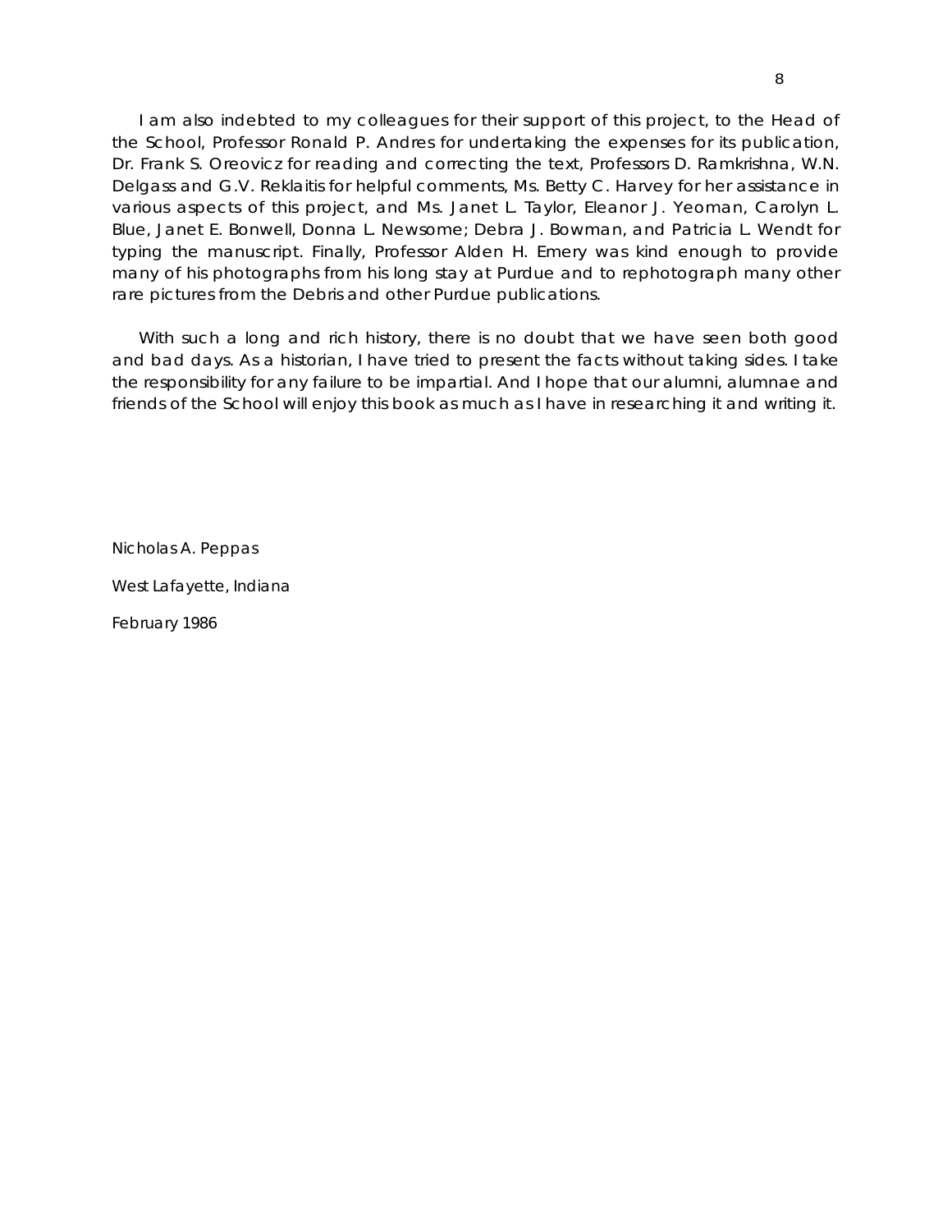I am also indebted to my colleagues for their support of this project, to the Head of the School, Professor Ronald P. Andres for undertaking the expenses for its publication, Dr. Frank S. Oreovicz for reading and correcting the text, Professors D. Ramkrishna, W.N. Delgass and G.V. Reklaitis for helpful comments, Ms. Betty C. Harvey for her assistance in various aspects of this project, and Ms. Janet L. Taylor, Eleanor J. Yeoman, Carolyn L. Blue, Janet E. Bonwell, Donna L. Newsome; Debra J. Bowman, and Patricia L. Wendt for typing the manuscript. Finally, Professor Alden H. Emery was kind enough to provide many of his photographs from his long stay at Purdue and to rephotograph many other rare pictures from the Debris and other Purdue publications.

With such a long and rich history, there is no doubt that we have seen both good and bad days. As a historian, I have tried to present the facts without taking sides. I take the responsibility for any failure to be impartial. And I hope that our alumni, alumnae and friends of the School will enjoy this book as much as I have in researching it and writing it.

Nicholas A. Peppas

West Lafayette, Indiana

February 1986